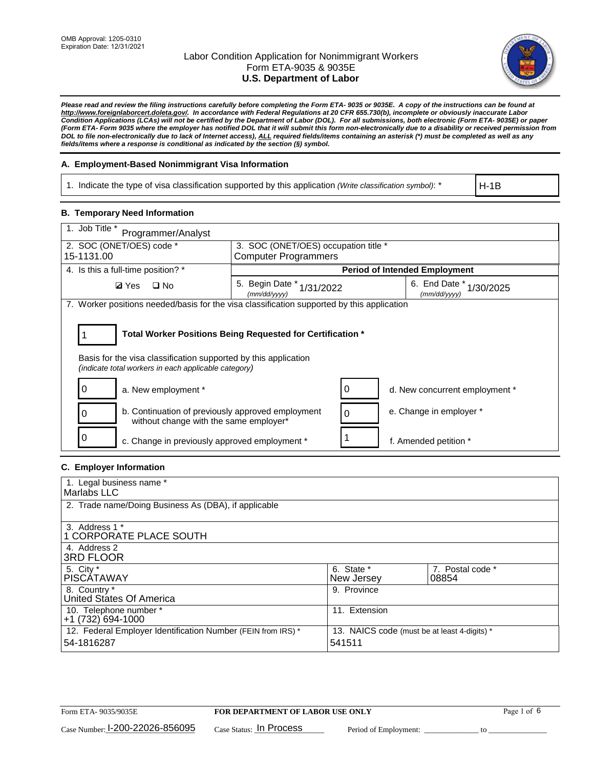OMB Approval: 1205-0310
Expiration Date: 12/31/2021

# Labor Condition Application for Nonimmigrant Workers
## Form ETA-9035 & 9035E
## U.S. Department of Labor

***Please read and review the filing instructions carefully before completing the Form ETA- 9035 or 9035E. A copy of the instructions can be found at http://www.foreignlaborcert.doleta.gov/. In accordance with Federal Regulations at 20 CFR 655.730(b), incomplete or obviously inaccurate Labor Condition Applications (LCAs) will not be certified by the Department of Labor (DOL). For all submissions, both electronic (Form ETA- 9035E) or paper (Form ETA- Form 9035 where the employer has notified DOL that it will submit this form non-electronically due to a disability or received permission from DOL to file non-electronically due to lack of Internet access), ALL required fields/items containing an asterisk (*) must be completed as well as any fields/items where a response is conditional as indicated by the section (§) symbol.***

### A. Employment-Based Nonimmigrant Visa Information

| 1. Indicate the type of visa classification supported by this application *(Write classification symbol)*: * | H-1B |
|---|---|

### B. Temporary Need Information

| 1. Job Title * Programmer/Analyst | | |
|---|---|---|
| 2. SOC (ONET/OES) code * 15-1131.00 | 3. SOC (ONET/OES) occupation title * Computer Programmers | |
| 4. Is this a full-time position? * | **Period of Intended Employment** | |
| ☑ Yes ☐ No | 5. Begin Date * *(mm/dd/yyyy)* 1/31/2022 | 6. End Date * *(mm/dd/yyyy)* 1/30/2025 |

7. Worker positions needed/basis for the visa classification supported by this application

**1** — **Total Worker Positions Being Requested for Certification ***

Basis for the visa classification supported by this application
*(indicate total workers in each applicable category)*

| | | | |
|---|---|---|---|
| 0 | a. New employment * | 0 | d. New concurrent employment * |
| 0 | b. Continuation of previously approved employment without change with the same employer* | 0 | e. Change in employer * |
| 0 | c. Change in previously approved employment * | 1 | f. Amended petition * |

### C. Employer Information

| | | |
|---|---|---|
| 1. Legal business name * Marlabs LLC | | |
| 2. Trade name/Doing Business As (DBA), if applicable | | |
| 3. Address 1 * 1 CORPORATE PLACE SOUTH | | |
| 4. Address 2 3RD FLOOR | | |
| 5. City * PISCATAWAY | 6. State * New Jersey | 7. Postal code * 08854 |
| 8. Country * United States Of America | 9. Province | |
| 10. Telephone number * +1 (732) 694-1000 | 11. Extension | |
| 12. Federal Employer Identification Number (FEIN from IRS) * 54-1816287 | 13. NAICS code (must be at least 4-digits) * 541511 | |

Form ETA- 9035/9035E — **FOR DEPARTMENT OF LABOR USE ONLY**

Case Number: I-200-22026-856095 Case Status: In Process Period of Employment: _____________ to _____________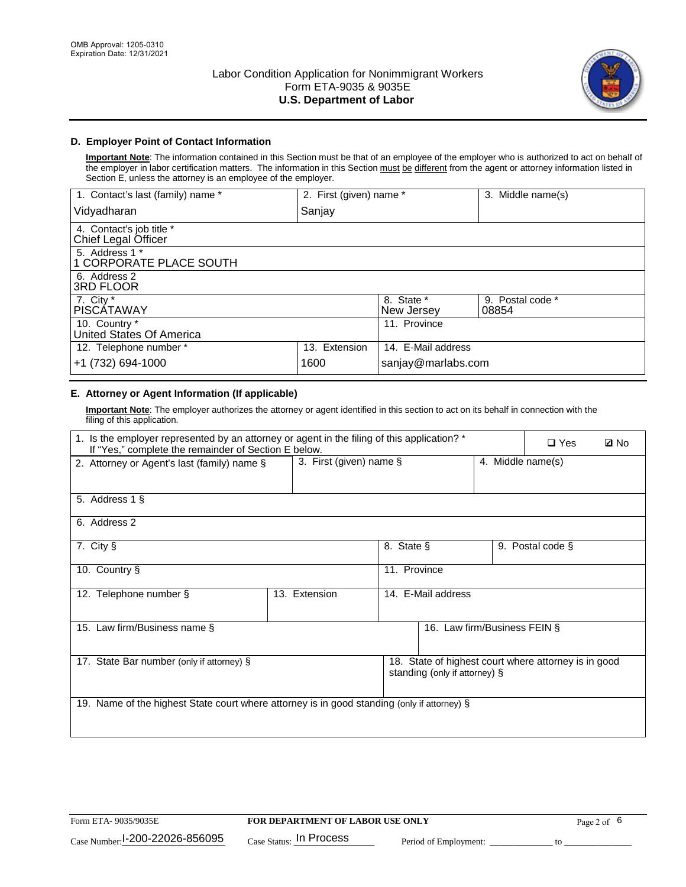OMB Approval: 1205-0310
Expiration Date: 12/31/2021

# Labor Condition Application for Nonimmigrant Workers
Form ETA-9035 & 9035E
**U.S. Department of Labor**

## D. Employer Point of Contact Information

**Important Note**: The information contained in this Section must be that of an employee of the employer who is authorized to act on behalf of the employer in labor certification matters. The information in this Section must be different from the agent or attorney information listed in Section E, unless the attorney is an employee of the employer.

| 1. Contact's last (family) name * | 2. First (given) name * | 3. Middle name(s) |
|---|---|---|
| Vidyadharan | Sanjay | |
| 4. Contact's job title * Chief Legal Officer | | |
| 5. Address 1 * 1 CORPORATE PLACE SOUTH | | |
| 6. Address 2 3RD FLOOR | | |
| 7. City * PISCATAWAY | 8. State * New Jersey | 9. Postal code * 08854 |
| 10. Country * United States Of America | 11. Province | |
| 12. Telephone number * +1 (732) 694-1000 | 13. Extension 1600 | 14. E-Mail address sanjay@marlabs.com |

## E. Attorney or Agent Information (If applicable)

**Important Note**: The employer authorizes the attorney or agent identified in this section to act on its behalf in connection with the filing of this application.

| 1. Is the employer represented by an attorney or agent in the filing of this application? * If "Yes," complete the remainder of Section E below. | | ❑ Yes ☑ No |
|---|---|---|
| 2. Attorney or Agent's last (family) name § | 3. First (given) name § | 4. Middle name(s) |
| 5. Address 1 § | | |
| 6. Address 2 | | |
| 7. City § | 8. State § | 9. Postal code § |
| 10. Country § | 11. Province | |
| 12. Telephone number § | 13. Extension | 14. E-Mail address |
| 15. Law firm/Business name § | | 16. Law firm/Business FEIN § |
| 17. State Bar number (only if attorney) § | | 18. State of highest court where attorney is in good standing (only if attorney) § |
| 19. Name of the highest State court where attorney is in good standing (only if attorney) § | | |

Form ETA- 9035/9035E | **FOR DEPARTMENT OF LABOR USE ONLY**

Case Number: I-200-22026-856095 Case Status: In Process Period of Employment: _____________ to _______________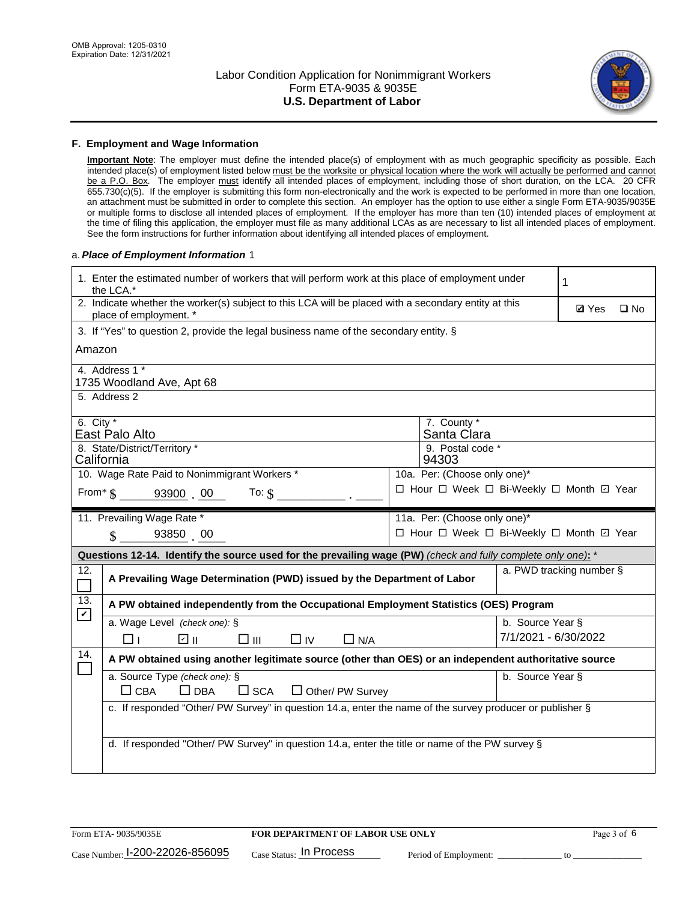OMB Approval: 1205-0310
Expiration Date: 12/31/2021

# Labor Condition Application for Nonimmigrant Workers
## Form ETA-9035 & 9035E
## U.S. Department of Labor

### F. Employment and Wage Information

**Important Note**: The employer must define the intended place(s) of employment with as much geographic specificity as possible. Each intended place(s) of employment listed below must be the worksite or physical location where the work will actually be performed and cannot be a P.O. Box. The employer must identify all intended places of employment, including those of short duration, on the LCA. 20 CFR 655.730(c)(5). If the employer is submitting this form non-electronically and the work is expected to be performed in more than one location, an attachment must be submitted in order to complete this section. An employer has the option to use either a single Form ETA-9035/9035E or multiple forms to disclose all intended places of employment. If the employer has more than ten (10) intended places of employment at the time of filing this application, the employer must file as many additional LCAs as are necessary to list all intended places of employment. See the form instructions for further information about identifying all intended places of employment.

a. *Place of Employment Information* 1

| | |
|---|---|
| 1. Enter the estimated number of workers that will perform work at this place of employment under the LCA.* | 1 |
| 2. Indicate whether the worker(s) subject to this LCA will be placed with a secondary entity at this place of employment. * | ☑ Yes ☐ No |
| 3. If "Yes" to question 2, provide the legal business name of the secondary entity. § Amazon | |
| 4. Address 1 * 1735 Woodland Ave, Apt 68 | |
| 5. Address 2 | |
| 6. City * East Palo Alto | 7. County * Santa Clara |
| 8. State/District/Territory * California | 9. Postal code * 94303 |
| 10. Wage Rate Paid to Nonimmigrant Workers * From* $ 93900 . 00 To: $ \_\_\_\_ . \_\_\_\_ | 10a. Per: (Choose only one)* ☐ Hour ☐ Week ☐ Bi-Weekly ☐ Month ☑ Year |
| 11. Prevailing Wage Rate * $ 93850 . 00 | 11a. Per: (Choose only one)* ☐ Hour ☐ Week ☐ Bi-Weekly ☐ Month ☑ Year |

**Questions 12-14. Identify the source used for the prevailing wage (PW)** *(check and fully complete only one)*: *

| | | |
|---|---|---|
| 12. ☐ | **A Prevailing Wage Determination (PWD) issued by the Department of Labor** | a. PWD tracking number § |
| 13. ☑ | **A PW obtained independently from the Occupational Employment Statistics (OES) Program** | |
| | a. Wage Level *(check one)*: § ☐ I ☑ II ☐ III ☐ IV ☐ N/A | b. Source Year § 7/1/2021 - 6/30/2022 |
| 14. ☐ | **A PW obtained using another legitimate source (other than OES) or an independent authoritative source** | |
| | a. Source Type *(check one)*: § ☐ CBA ☐ DBA ☐ SCA ☐ Other/ PW Survey | b. Source Year § |
| | c. If responded "Other/ PW Survey" in question 14.a, enter the name of the survey producer or publisher § | |
| | d. If responded "Other/ PW Survey" in question 14.a, enter the title or name of the PW survey § | |

Form ETA- 9035/9035E | **FOR DEPARTMENT OF LABOR USE ONLY** | Page 3 of 6

Case Number: I-200-22026-856095 Case Status: In Process Period of Employment: \_\_\_\_\_\_\_\_ to \_\_\_\_\_\_\_\_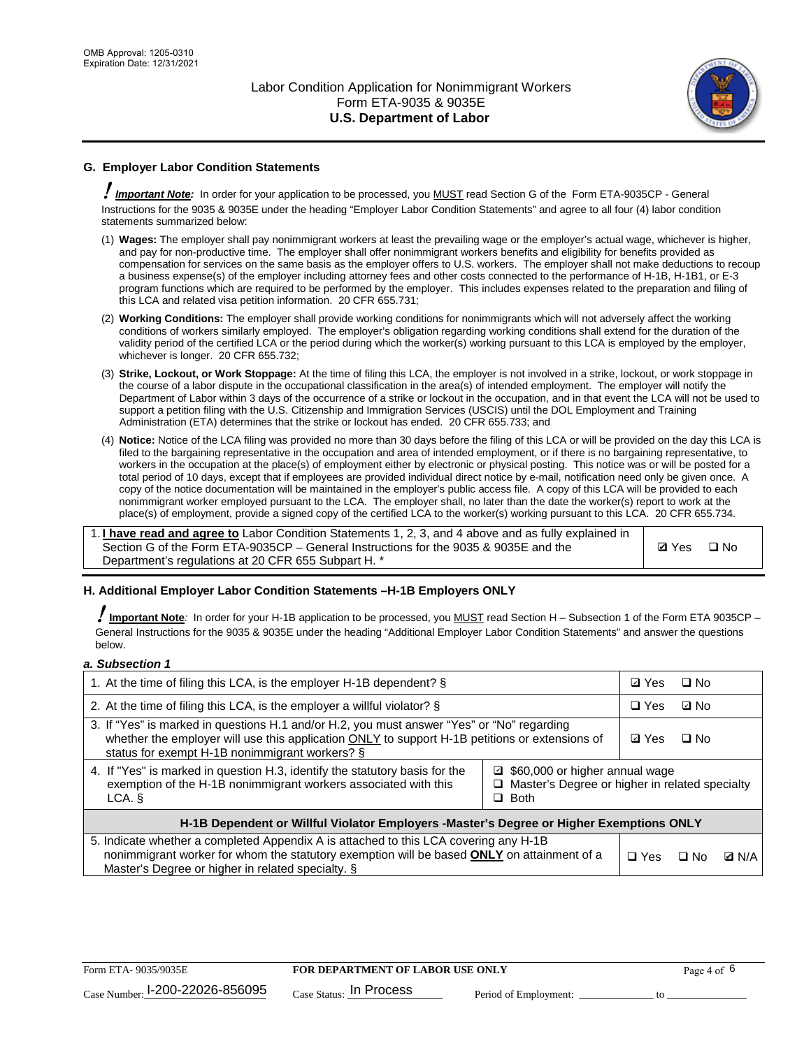## G. Employer Labor Condition Statements

*! Important Note:* In order for your application to be processed, you MUST read Section G of the Form ETA-9035CP - General Instructions for the 9035 & 9035E under the heading "Employer Labor Condition Statements" and agree to all four (4) labor condition statements summarized below:

(1) **Wages:** The employer shall pay nonimmigrant workers at least the prevailing wage or the employer's actual wage, whichever is higher, and pay for non-productive time. The employer shall offer nonimmigrant workers benefits and eligibility for benefits provided as compensation for services on the same basis as the employer offers to U.S. workers. The employer shall not make deductions to recoup a business expense(s) of the employer including attorney fees and other costs connected to the performance of H-1B, H-1B1, or E-3 program functions which are required to be performed by the employer. This includes expenses related to the preparation and filing of this LCA and related visa petition information. 20 CFR 655.731;

(2) **Working Conditions:** The employer shall provide working conditions for nonimmigrants which will not adversely affect the working conditions of workers similarly employed. The employer's obligation regarding working conditions shall extend for the duration of the validity period of the certified LCA or the period during which the worker(s) working pursuant to this LCA is employed by the employer, whichever is longer. 20 CFR 655.732;

(3) **Strike, Lockout, or Work Stoppage:** At the time of filing this LCA, the employer is not involved in a strike, lockout, or work stoppage in the course of a labor dispute in the occupational classification in the area(s) of intended employment. The employer will notify the Department of Labor within 3 days of the occurrence of a strike or lockout in the occupation, and in that event the LCA will not be used to support a petition filing with the U.S. Citizenship and Immigration Services (USCIS) until the DOL Employment and Training Administration (ETA) determines that the strike or lockout has ended. 20 CFR 655.733; and

(4) **Notice:** Notice of the LCA filing was provided no more than 30 days before the filing of this LCA or will be provided on the day this LCA is filed to the bargaining representative in the occupation and area of intended employment, or if there is no bargaining representative, to workers in the occupation at the place(s) of employment either by electronic or physical posting. This notice was or will be posted for a total period of 10 days, except that if employees are provided individual direct notice by e-mail, notification need only be given once. A copy of the notice documentation will be maintained in the employer's public access file. A copy of this LCA will be provided to each nonimmigrant worker employed pursuant to the LCA. The employer shall, no later than the date the worker(s) report to work at the place(s) of employment, provide a signed copy of the certified LCA to the worker(s) working pursuant to this LCA. 20 CFR 655.734.

| 1. **I have read and agree to** Labor Condition Statements 1, 2, 3, and 4 above and as fully explained in Section G of the Form ETA-9035CP – General Instructions for the 9035 & 9035E and the Department's regulations at 20 CFR 655 Subpart H. * | ☑ Yes ☐ No |
|---|---|

## H. Additional Employer Labor Condition Statements –H-1B Employers ONLY

*! Important Note:* In order for your H-1B application to be processed, you MUST read Section H – Subsection 1 of the Form ETA 9035CP – General Instructions for the 9035 & 9035E under the heading "Additional Employer Labor Condition Statements" and answer the questions below.

*a. Subsection 1*

| | | |
|---|---|---|
| 1. At the time of filing this LCA, is the employer H-1B dependent? § | | ☑ Yes ☐ No |
| 2. At the time of filing this LCA, is the employer a willful violator? § | | ☐ Yes ☑ No |
| 3. If "Yes" is marked in questions H.1 and/or H.2, you must answer "Yes" or "No" regarding whether the employer will use this application ONLY to support H-1B petitions or extensions of status for exempt H-1B nonimmigrant workers? § | | ☑ Yes ☐ No |
| 4. If "Yes" is marked in question H.3, identify the statutory basis for the exemption of the H-1B nonimmigrant workers associated with this LCA. § | ☑ $60,000 or higher annual wage ☐ Master's Degree or higher in related specialty ☐ Both | |
| **H-1B Dependent or Willful Violator Employers -Master's Degree or Higher Exemptions ONLY** | | |
| 5. Indicate whether a completed Appendix A is attached to this LCA covering any H-1B nonimmigrant worker for whom the statutory exemption will be based **ONLY** on attainment of a Master's Degree or higher in related specialty. § | | ☐ Yes ☐ No ☑ N/A |

Form ETA- 9035/9035E | FOR DEPARTMENT OF LABOR USE ONLY

Case Number: I-200-22026-856095 Case Status: In Process Period of Employment: ____________ to ____________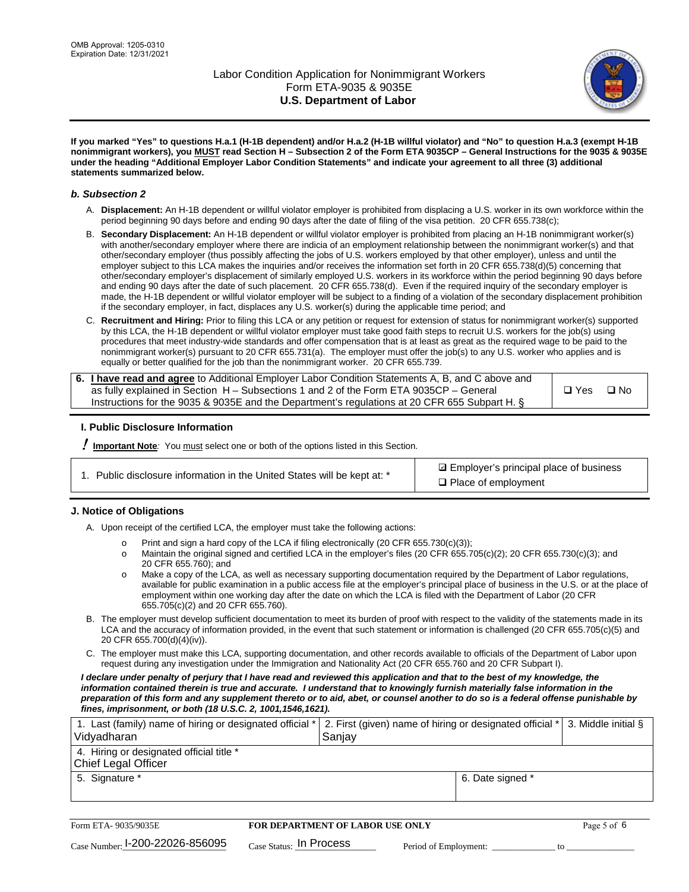**If you marked "Yes" to questions H.a.1 (H-1B dependent) and/or H.a.2 (H-1B willful violator) and "No" to question H.a.3 (exempt H-1B nonimmigrant workers), you MUST read Section H – Subsection 2 of the Form ETA 9035CP – General Instructions for the 9035 & 9035E under the heading "Additional Employer Labor Condition Statements" and indicate your agreement to all three (3) additional statements summarized below.**

### *b. Subsection 2*

A. **Displacement:** An H-1B dependent or willful violator employer is prohibited from displacing a U.S. worker in its own workforce within the period beginning 90 days before and ending 90 days after the date of filing of the visa petition. 20 CFR 655.738(c);

B. **Secondary Displacement:** An H-1B dependent or willful violator employer is prohibited from placing an H-1B nonimmigrant worker(s) with another/secondary employer where there are indicia of an employment relationship between the nonimmigrant worker(s) and that other/secondary employer (thus possibly affecting the jobs of U.S. workers employed by that other employer), unless and until the employer subject to this LCA makes the inquiries and/or receives the information set forth in 20 CFR 655.738(d)(5) concerning that other/secondary employer's displacement of similarly employed U.S. workers in its workforce within the period beginning 90 days before and ending 90 days after the date of such placement. 20 CFR 655.738(d). Even if the required inquiry of the secondary employer is made, the H-1B dependent or willful violator employer will be subject to a finding of a violation of the secondary displacement prohibition if the secondary employer, in fact, displaces any U.S. worker(s) during the applicable time period; and

C. **Recruitment and Hiring:** Prior to filing this LCA or any petition or request for extension of status for nonimmigrant worker(s) supported by this LCA, the H-1B dependent or willful violator employer must take good faith steps to recruit U.S. workers for the job(s) using procedures that meet industry-wide standards and offer compensation that is at least as great as the required wage to be paid to the nonimmigrant worker(s) pursuant to 20 CFR 655.731(a). The employer must offer the job(s) to any U.S. worker who applies and is equally or better qualified for the job than the nonimmigrant worker. 20 CFR 655.739.

| 6. **I have read and agree** to Additional Employer Labor Condition Statements A, B, and C above and as fully explained in Section H – Subsections 1 and 2 of the Form ETA 9035CP – General Instructions for the 9035 & 9035E and the Department's regulations at 20 CFR 655 Subpart H. § | ❑ Yes ❑ No |
|---|---|

### I. Public Disclosure Information

**! Important Note:** You must select one or both of the options listed in this Section.

| 1. Public disclosure information in the United States will be kept at: * | ☑ Employer's principal place of business<br>❑ Place of employment |
|---|---|

### J. Notice of Obligations

A. Upon receipt of the certified LCA, the employer must take the following actions:

- o Print and sign a hard copy of the LCA if filing electronically (20 CFR 655.730(c)(3));
- o Maintain the original signed and certified LCA in the employer's files (20 CFR 655.705(c)(2); 20 CFR 655.730(c)(3); and 20 CFR 655.760); and
- o Make a copy of the LCA, as well as necessary supporting documentation required by the Department of Labor regulations, available for public examination in a public access file at the employer's principal place of business in the U.S. or at the place of employment within one working day after the date on which the LCA is filed with the Department of Labor (20 CFR 655.705(c)(2) and 20 CFR 655.760).

B. The employer must develop sufficient documentation to meet its burden of proof with respect to the validity of the statements made in its LCA and the accuracy of information provided, in the event that such statement or information is challenged (20 CFR 655.705(c)(5) and 20 CFR 655.700(d)(4)(iv)).

C. The employer must make this LCA, supporting documentation, and other records available to officials of the Department of Labor upon request during any investigation under the Immigration and Nationality Act (20 CFR 655.760 and 20 CFR Subpart I).

***I declare under penalty of perjury that I have read and reviewed this application and that to the best of my knowledge, the information contained therein is true and accurate. I understand that to knowingly furnish materially false information in the preparation of this form and any supplement thereto or to aid, abet, or counsel another to do so is a federal offense punishable by fines, imprisonment, or both (18 U.S.C. 2, 1001,1546,1621).***

| 1. Last (family) name of hiring or designated official *<br>Vidyadharan | 2. First (given) name of hiring or designated official *<br>Sanjay | 3. Middle initial § |
|---|---|---|
| 4. Hiring or designated official title *<br>Chief Legal Officer | | |
| 5. Signature * | 6. Date signed * | |

Form ETA- 9035/9035E | **FOR DEPARTMENT OF LABOR USE ONLY**

Case Number: I-200-22026-856095 | Case Status: In Process | Period of Employment: _____________ to _____________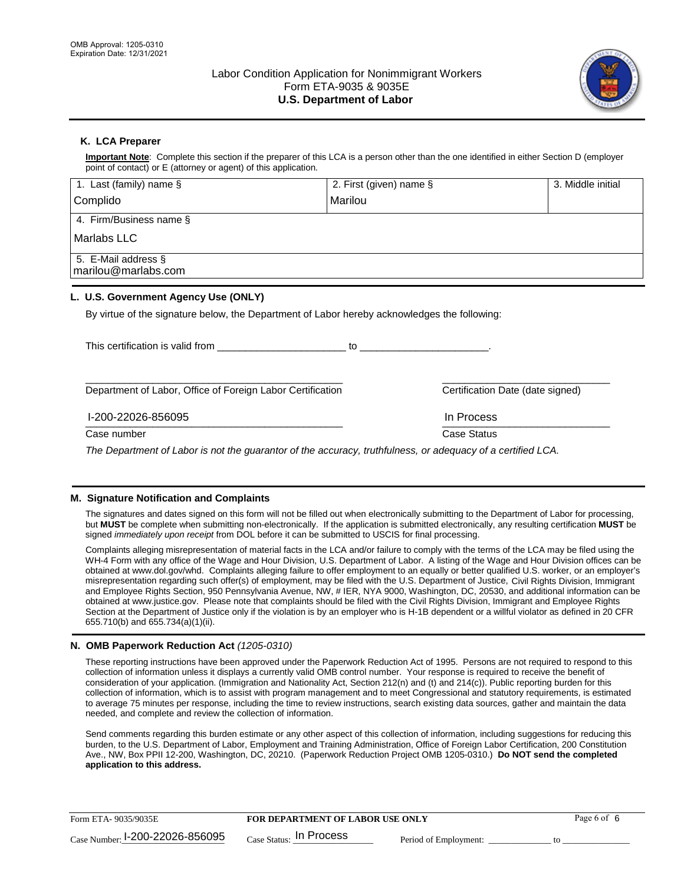## K. LCA Preparer

**Important Note**: Complete this section if the preparer of this LCA is a person other than the one identified in either Section D (employer point of contact) or E (attorney or agent) of this application.

| 1. Last (family) name § | 2. First (given) name § | 3. Middle initial |
|---|---|---|
| Complido | Marilou | |
| 4. Firm/Business name § | | |
| Marlabs LLC | | |
| 5. E-Mail address § | | |
| marilou@marlabs.com | | |

## L. U.S. Government Agency Use (ONLY)

By virtue of the signature below, the Department of Labor hereby acknowledges the following:

This certification is valid from ______________________ to ______________________.

_____________________________________________ Department of Labor, Office of Foreign Labor Certification

_____________________________ Certification Date (date signed)

I-200-22026-856095
Case number

In Process
Case Status

*The Department of Labor is not the guarantor of the accuracy, truthfulness, or adequacy of a certified LCA.*

## M. Signature Notification and Complaints

The signatures and dates signed on this form will not be filled out when electronically submitting to the Department of Labor for processing, but **MUST** be complete when submitting non-electronically. If the application is submitted electronically, any resulting certification **MUST** be signed *immediately upon receipt* from DOL before it can be submitted to USCIS for final processing.

Complaints alleging misrepresentation of material facts in the LCA and/or failure to comply with the terms of the LCA may be filed using the WH-4 Form with any office of the Wage and Hour Division, U.S. Department of Labor. A listing of the Wage and Hour Division offices can be obtained at www.dol.gov/whd. Complaints alleging failure to offer employment to an equally or better qualified U.S. worker, or an employer's misrepresentation regarding such offer(s) of employment, may be filed with the U.S. Department of Justice, Civil Rights Division, Immigrant and Employee Rights Section, 950 Pennsylvania Avenue, NW, # IER, NYA 9000, Washington, DC, 20530, and additional information can be obtained at www.justice.gov. Please note that complaints should be filed with the Civil Rights Division, Immigrant and Employee Rights Section at the Department of Justice only if the violation is by an employer who is H-1B dependent or a willful violator as defined in 20 CFR 655.710(b) and 655.734(a)(1)(ii).

## N. OMB Paperwork Reduction Act *(1205-0310)*

These reporting instructions have been approved under the Paperwork Reduction Act of 1995. Persons are not required to respond to this collection of information unless it displays a currently valid OMB control number. Your response is required to receive the benefit of consideration of your application. (Immigration and Nationality Act, Section 212(n) and (t) and 214(c)). Public reporting burden for this collection of information, which is to assist with program management and to meet Congressional and statutory requirements, is estimated to average 75 minutes per response, including the time to review instructions, search existing data sources, gather and maintain the data needed, and complete and review the collection of information.

Send comments regarding this burden estimate or any other aspect of this collection of information, including suggestions for reducing this burden, to the U.S. Department of Labor, Employment and Training Administration, Office of Foreign Labor Certification, 200 Constitution Ave., NW, Box PPII 12-200, Washington, DC, 20210. (Paperwork Reduction Project OMB 1205-0310.) **Do NOT send the completed application to this address.**